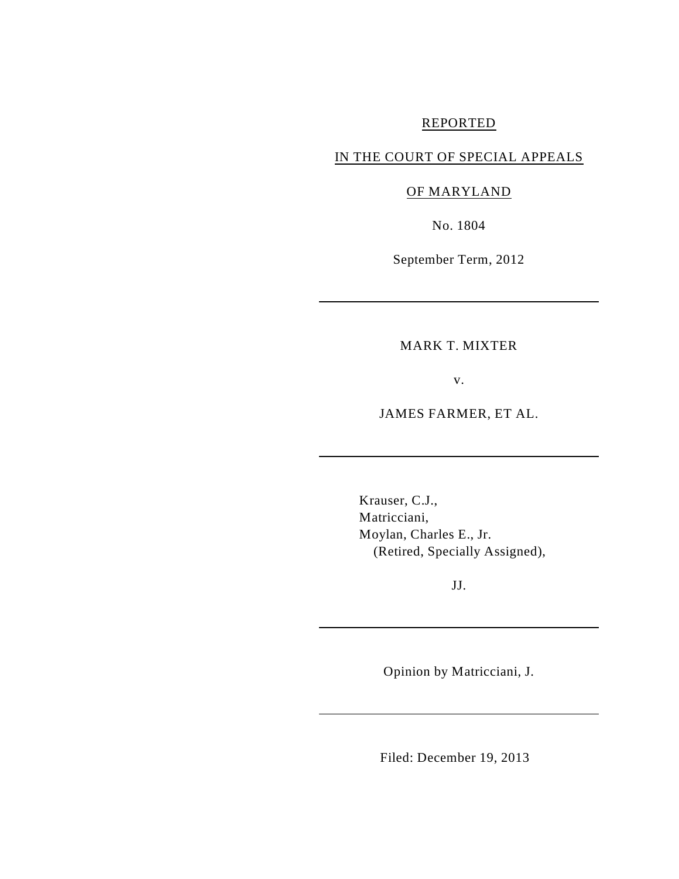REPORTED

IN THE COURT OF SPECIAL APPEALS

OF MARYLAND

No. 1804

September Term, 2012

---

MARK T. MIXTER

v.

JAMES FARMER, ET AL.

---

Krauser, C.J.,
Matricciani,
Moylan, Charles E., Jr.
(Retired, Specially Assigned),

JJ.

---

Opinion by Matricciani, J.

---

Filed: December 19, 2013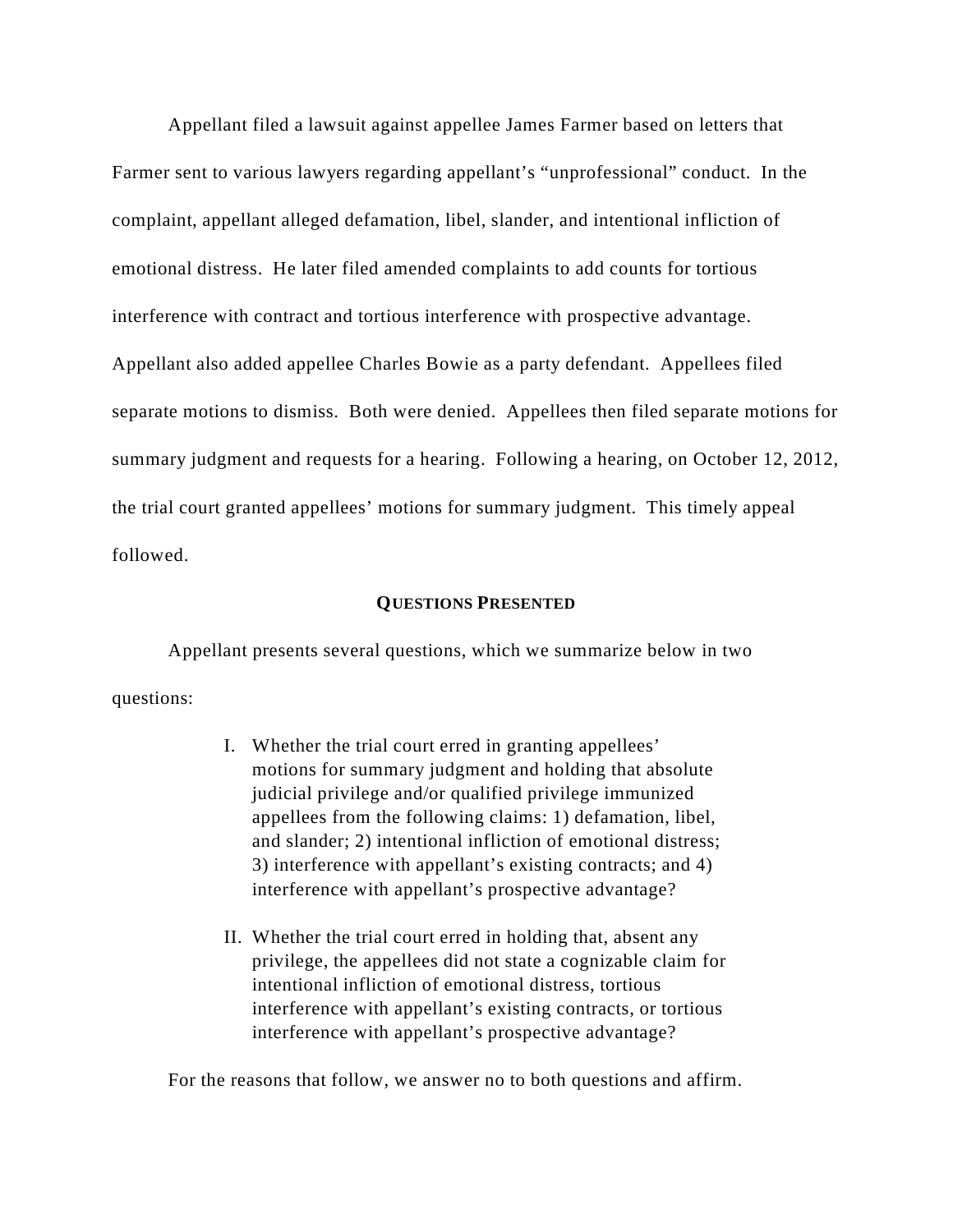Appellant filed a lawsuit against appellee James Farmer based on letters that Farmer sent to various lawyers regarding appellant's "unprofessional" conduct. In the complaint, appellant alleged defamation, libel, slander, and intentional infliction of emotional distress. He later filed amended complaints to add counts for tortious interference with contract and tortious interference with prospective advantage. Appellant also added appellee Charles Bowie as a party defendant. Appellees filed separate motions to dismiss. Both were denied. Appellees then filed separate motions for summary judgment and requests for a hearing. Following a hearing, on October 12, 2012, the trial court granted appellees' motions for summary judgment. This timely appeal followed.

## QUESTIONS PRESENTED

Appellant presents several questions, which we summarize below in two questions:

I. Whether the trial court erred in granting appellees' motions for summary judgment and holding that absolute judicial privilege and/or qualified privilege immunized appellees from the following claims: 1) defamation, libel, and slander; 2) intentional infliction of emotional distress; 3) interference with appellant's existing contracts; and 4) interference with appellant's prospective advantage?

II. Whether the trial court erred in holding that, absent any privilege, the appellees did not state a cognizable claim for intentional infliction of emotional distress, tortious interference with appellant's existing contracts, or tortious interference with appellant's prospective advantage?

For the reasons that follow, we answer no to both questions and affirm.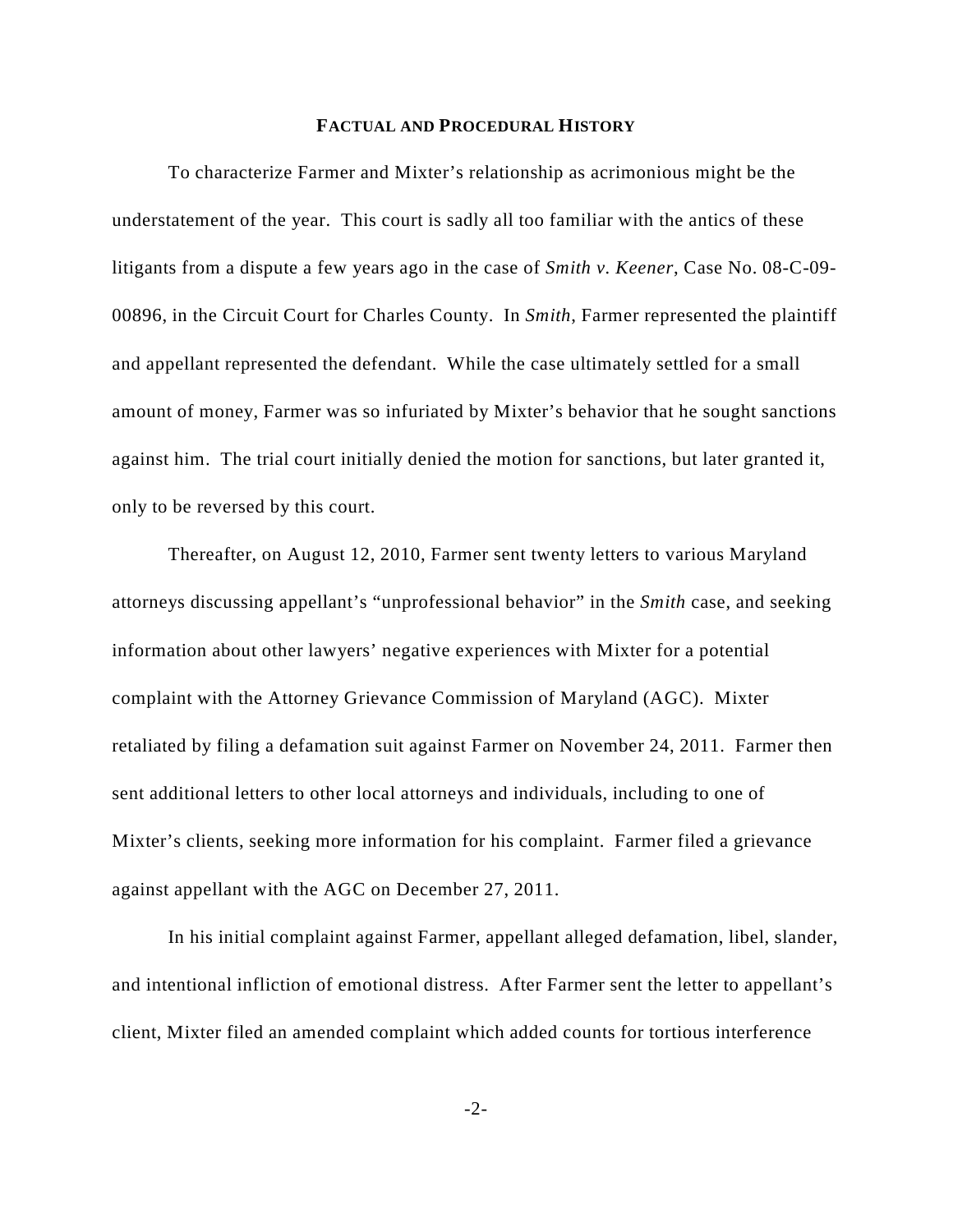## FACTUAL AND PROCEDURAL HISTORY

To characterize Farmer and Mixter's relationship as acrimonious might be the understatement of the year. This court is sadly all too familiar with the antics of these litigants from a dispute a few years ago in the case of *Smith v. Keener*, Case No. 08-C-09-00896, in the Circuit Court for Charles County. In *Smith*, Farmer represented the plaintiff and appellant represented the defendant. While the case ultimately settled for a small amount of money, Farmer was so infuriated by Mixter's behavior that he sought sanctions against him. The trial court initially denied the motion for sanctions, but later granted it, only to be reversed by this court.

Thereafter, on August 12, 2010, Farmer sent twenty letters to various Maryland attorneys discussing appellant's "unprofessional behavior" in the *Smith* case, and seeking information about other lawyers' negative experiences with Mixter for a potential complaint with the Attorney Grievance Commission of Maryland (AGC). Mixter retaliated by filing a defamation suit against Farmer on November 24, 2011. Farmer then sent additional letters to other local attorneys and individuals, including to one of Mixter's clients, seeking more information for his complaint. Farmer filed a grievance against appellant with the AGC on December 27, 2011.

In his initial complaint against Farmer, appellant alleged defamation, libel, slander, and intentional infliction of emotional distress. After Farmer sent the letter to appellant's client, Mixter filed an amended complaint which added counts for tortious interference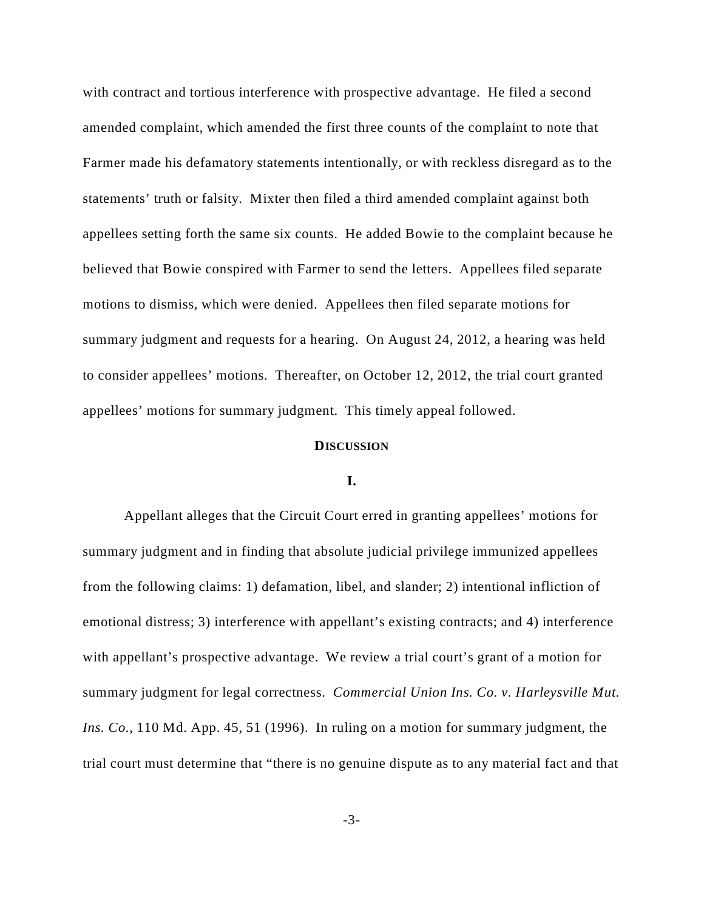with contract and tortious interference with prospective advantage. He filed a second amended complaint, which amended the first three counts of the complaint to note that Farmer made his defamatory statements intentionally, or with reckless disregard as to the statements' truth or falsity. Mixter then filed a third amended complaint against both appellees setting forth the same six counts. He added Bowie to the complaint because he believed that Bowie conspired with Farmer to send the letters. Appellees filed separate motions to dismiss, which were denied. Appellees then filed separate motions for summary judgment and requests for a hearing. On August 24, 2012, a hearing was held to consider appellees' motions. Thereafter, on October 12, 2012, the trial court granted appellees' motions for summary judgment. This timely appeal followed.

## **DISCUSSION**

### **I.**

Appellant alleges that the Circuit Court erred in granting appellees' motions for summary judgment and in finding that absolute judicial privilege immunized appellees from the following claims: 1) defamation, libel, and slander; 2) intentional infliction of emotional distress; 3) interference with appellant's existing contracts; and 4) interference with appellant's prospective advantage. We review a trial court's grant of a motion for summary judgment for legal correctness. *Commercial Union Ins. Co. v. Harleysville Mut. Ins. Co.*, 110 Md. App. 45, 51 (1996). In ruling on a motion for summary judgment, the trial court must determine that "there is no genuine dispute as to any material fact and that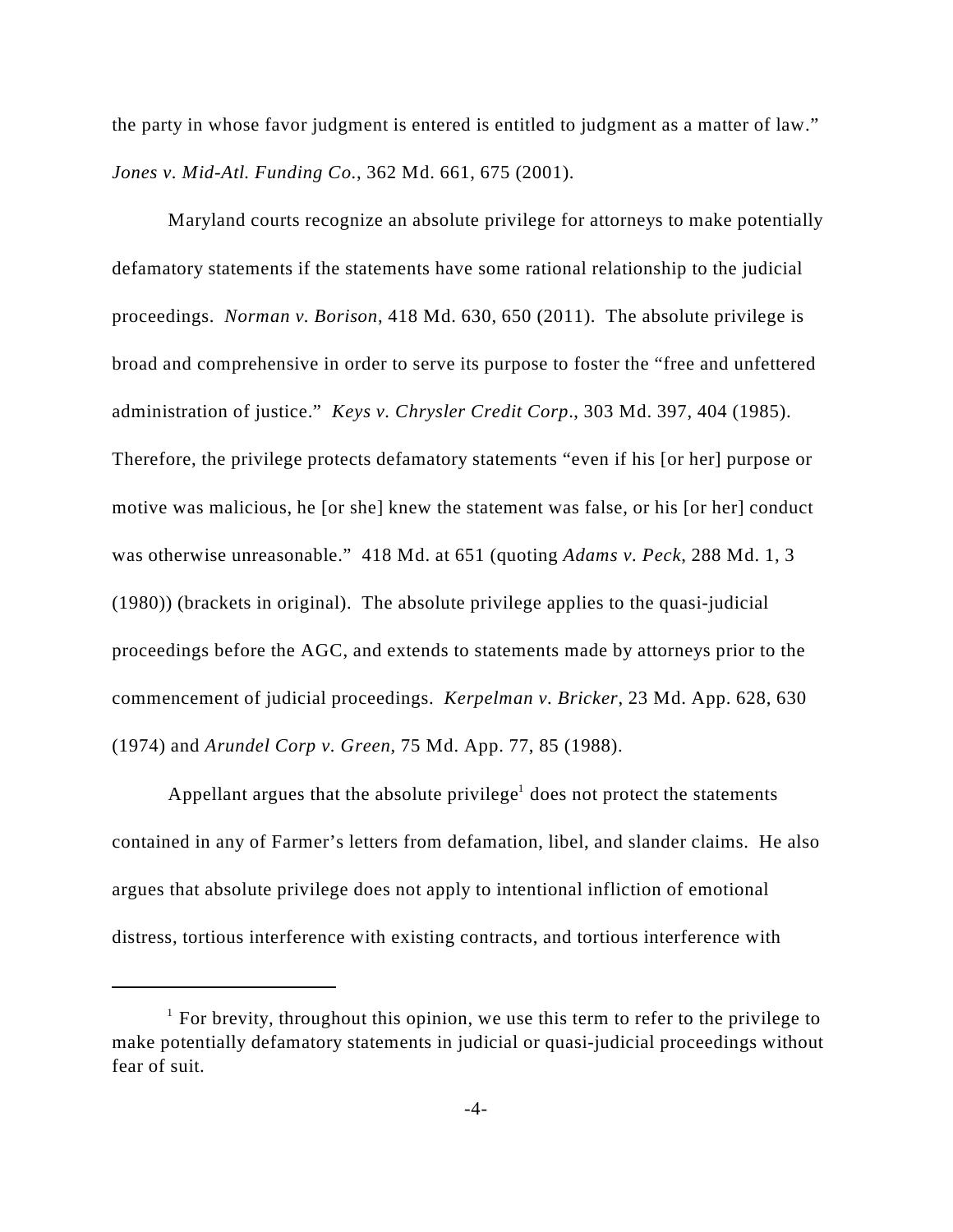the party in whose favor judgment is entered is entitled to judgment as a matter of law." *Jones v. Mid-Atl. Funding Co.*, 362 Md. 661, 675 (2001).

Maryland courts recognize an absolute privilege for attorneys to make potentially defamatory statements if the statements have some rational relationship to the judicial proceedings. *Norman v. Borison*, 418 Md. 630, 650 (2011). The absolute privilege is broad and comprehensive in order to serve its purpose to foster the "free and unfettered administration of justice." *Keys v. Chrysler Credit Corp*., 303 Md. 397, 404 (1985). Therefore, the privilege protects defamatory statements "even if his [or her] purpose or motive was malicious, he [or she] knew the statement was false, or his [or her] conduct was otherwise unreasonable." 418 Md. at 651 (quoting *Adams v. Peck*, 288 Md. 1, 3 (1980)) (brackets in original). The absolute privilege applies to the quasi-judicial proceedings before the AGC, and extends to statements made by attorneys prior to the commencement of judicial proceedings. *Kerpelman v. Bricker*, 23 Md. App. 628, 630 (1974) and *Arundel Corp v. Green*, 75 Md. App. 77, 85 (1988).

Appellant argues that the absolute privilege[1] does not protect the statements contained in any of Farmer's letters from defamation, libel, and slander claims. He also argues that absolute privilege does not apply to intentional infliction of emotional distress, tortious interference with existing contracts, and tortious interference with

[1] For brevity, throughout this opinion, we use this term to refer to the privilege to make potentially defamatory statements in judicial or quasi-judicial proceedings without fear of suit.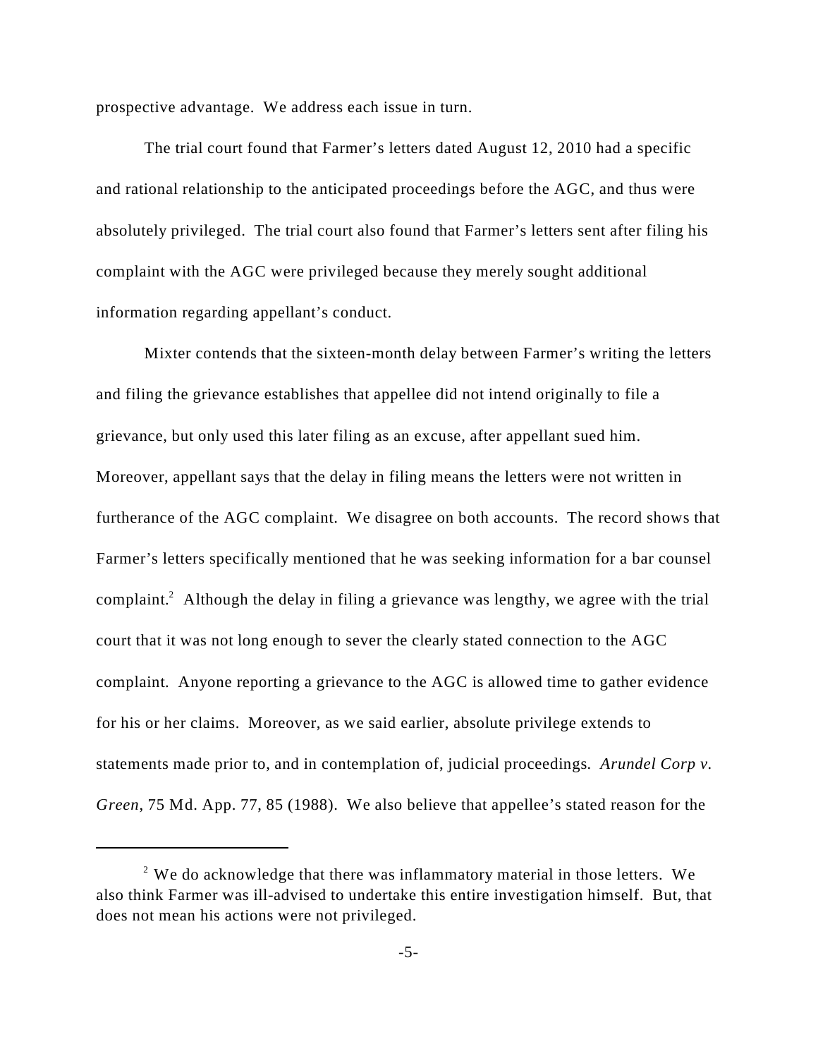prospective advantage. We address each issue in turn.

The trial court found that Farmer's letters dated August 12, 2010 had a specific and rational relationship to the anticipated proceedings before the AGC, and thus were absolutely privileged. The trial court also found that Farmer's letters sent after filing his complaint with the AGC were privileged because they merely sought additional information regarding appellant's conduct.

Mixter contends that the sixteen-month delay between Farmer's writing the letters and filing the grievance establishes that appellee did not intend originally to file a grievance, but only used this later filing as an excuse, after appellant sued him. Moreover, appellant says that the delay in filing means the letters were not written in furtherance of the AGC complaint. We disagree on both accounts. The record shows that Farmer's letters specifically mentioned that he was seeking information for a bar counsel complaint.[2] Although the delay in filing a grievance was lengthy, we agree with the trial court that it was not long enough to sever the clearly stated connection to the AGC complaint. Anyone reporting a grievance to the AGC is allowed time to gather evidence for his or her claims. Moreover, as we said earlier, absolute privilege extends to statements made prior to, and in contemplation of, judicial proceedings. *Arundel Corp v. Green*, 75 Md. App. 77, 85 (1988). We also believe that appellee's stated reason for the

---

[2] We do acknowledge that there was inflammatory material in those letters. We also think Farmer was ill-advised to undertake this entire investigation himself. But, that does not mean his actions were not privileged.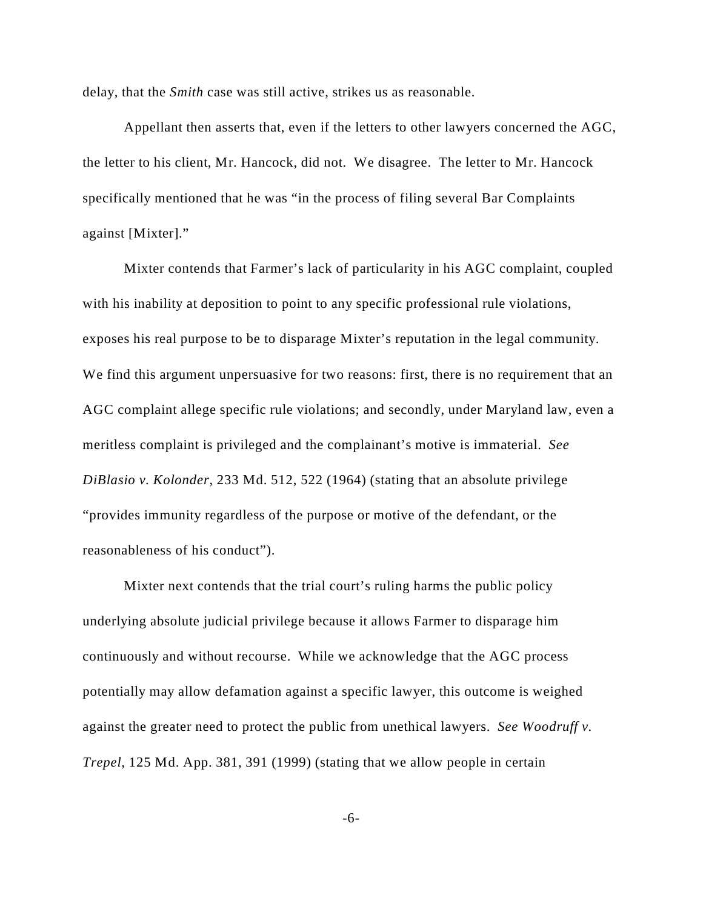delay, that the *Smith* case was still active, strikes us as reasonable.

Appellant then asserts that, even if the letters to other lawyers concerned the AGC, the letter to his client, Mr. Hancock, did not. We disagree. The letter to Mr. Hancock specifically mentioned that he was "in the process of filing several Bar Complaints against [Mixter]."

Mixter contends that Farmer's lack of particularity in his AGC complaint, coupled with his inability at deposition to point to any specific professional rule violations, exposes his real purpose to be to disparage Mixter's reputation in the legal community. We find this argument unpersuasive for two reasons: first, there is no requirement that an AGC complaint allege specific rule violations; and secondly, under Maryland law, even a meritless complaint is privileged and the complainant's motive is immaterial. *See DiBlasio v. Kolonder*, 233 Md. 512, 522 (1964) (stating that an absolute privilege "provides immunity regardless of the purpose or motive of the defendant, or the reasonableness of his conduct").

Mixter next contends that the trial court's ruling harms the public policy underlying absolute judicial privilege because it allows Farmer to disparage him continuously and without recourse. While we acknowledge that the AGC process potentially may allow defamation against a specific lawyer, this outcome is weighed against the greater need to protect the public from unethical lawyers. *See Woodruff v. Trepel*, 125 Md. App. 381, 391 (1999) (stating that we allow people in certain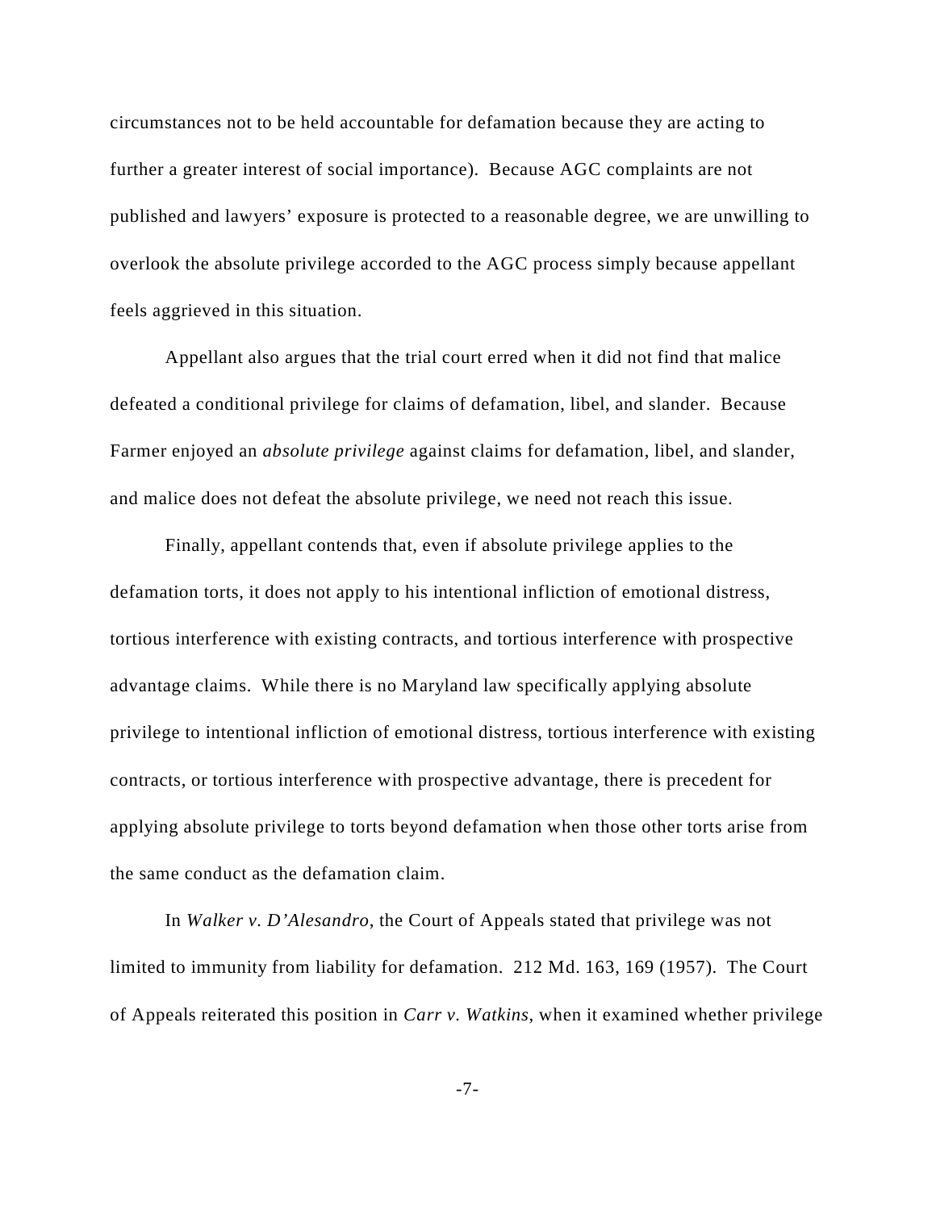circumstances not to be held accountable for defamation because they are acting to further a greater interest of social importance). Because AGC complaints are not published and lawyers' exposure is protected to a reasonable degree, we are unwilling to overlook the absolute privilege accorded to the AGC process simply because appellant feels aggrieved in this situation.

Appellant also argues that the trial court erred when it did not find that malice defeated a conditional privilege for claims of defamation, libel, and slander. Because Farmer enjoyed an *absolute privilege* against claims for defamation, libel, and slander, and malice does not defeat the absolute privilege, we need not reach this issue.

Finally, appellant contends that, even if absolute privilege applies to the defamation torts, it does not apply to his intentional infliction of emotional distress, tortious interference with existing contracts, and tortious interference with prospective advantage claims. While there is no Maryland law specifically applying absolute privilege to intentional infliction of emotional distress, tortious interference with existing contracts, or tortious interference with prospective advantage, there is precedent for applying absolute privilege to torts beyond defamation when those other torts arise from the same conduct as the defamation claim.

In *Walker v. D'Alesandro*, the Court of Appeals stated that privilege was not limited to immunity from liability for defamation. 212 Md. 163, 169 (1957). The Court of Appeals reiterated this position in *Carr v. Watkins*, when it examined whether privilege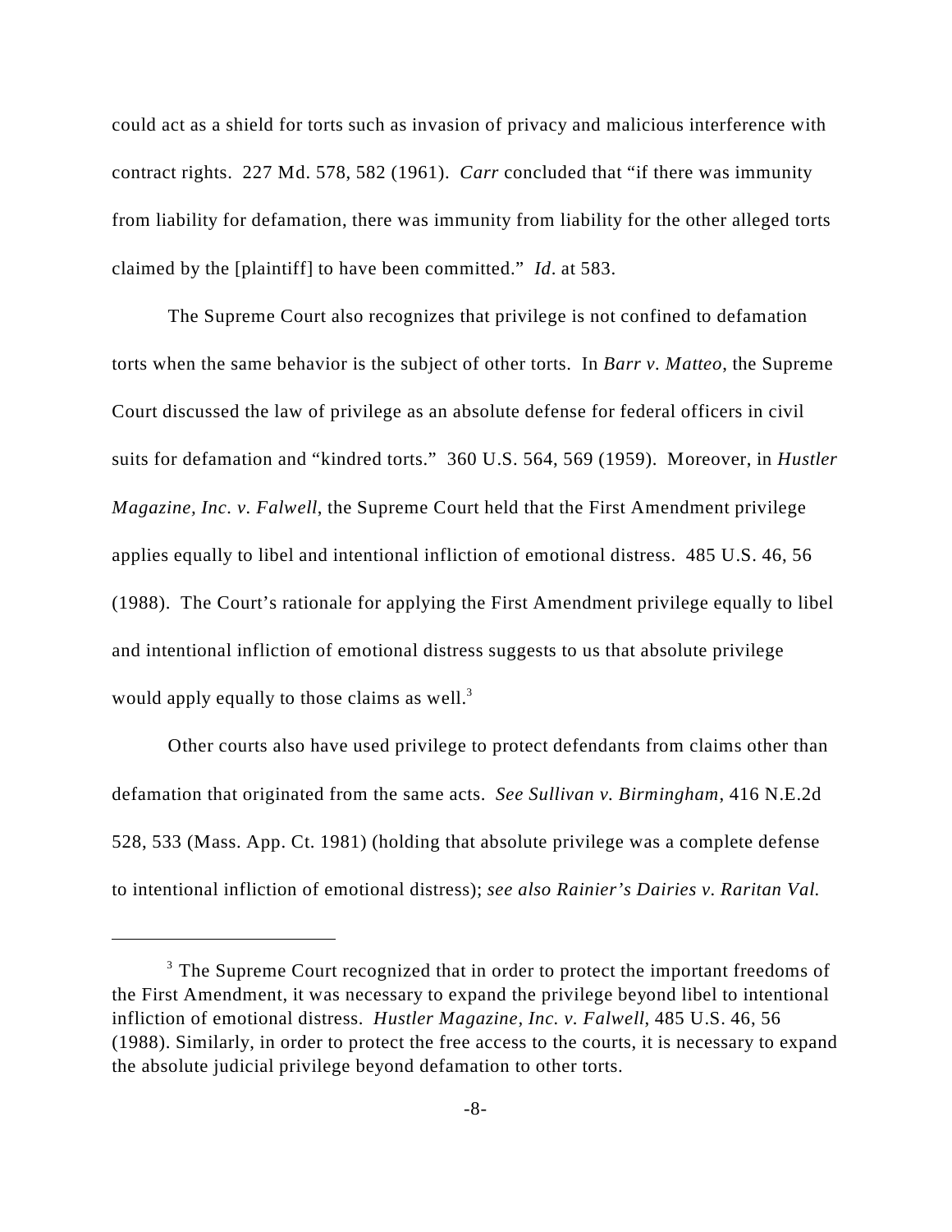could act as a shield for torts such as invasion of privacy and malicious interference with contract rights. 227 Md. 578, 582 (1961). *Carr* concluded that "if there was immunity from liability for defamation, there was immunity from liability for the other alleged torts claimed by the [plaintiff] to have been committed." *Id*. at 583.

The Supreme Court also recognizes that privilege is not confined to defamation torts when the same behavior is the subject of other torts. In *Barr v. Matteo*, the Supreme Court discussed the law of privilege as an absolute defense for federal officers in civil suits for defamation and "kindred torts." 360 U.S. 564, 569 (1959). Moreover, in *Hustler Magazine, Inc. v. Falwell*, the Supreme Court held that the First Amendment privilege applies equally to libel and intentional infliction of emotional distress. 485 U.S. 46, 56 (1988). The Court's rationale for applying the First Amendment privilege equally to libel and intentional infliction of emotional distress suggests to us that absolute privilege would apply equally to those claims as well.[3]

Other courts also have used privilege to protect defendants from claims other than defamation that originated from the same acts. *See Sullivan v. Birmingham*, 416 N.E.2d 528, 533 (Mass. App. Ct. 1981) (holding that absolute privilege was a complete defense to intentional infliction of emotional distress); *see also Rainier's Dairies v. Raritan Val.*

---

[3] The Supreme Court recognized that in order to protect the important freedoms of the First Amendment, it was necessary to expand the privilege beyond libel to intentional infliction of emotional distress. *Hustler Magazine, Inc. v. Falwell*, 485 U.S. 46, 56 (1988). Similarly, in order to protect the free access to the courts, it is necessary to expand the absolute judicial privilege beyond defamation to other torts.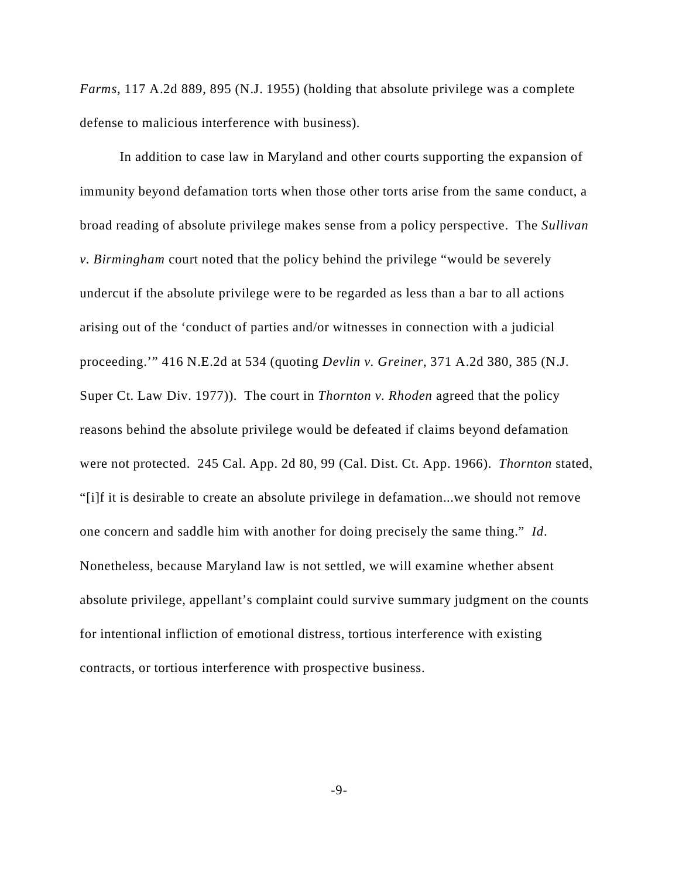*Farms*, 117 A.2d 889, 895 (N.J. 1955) (holding that absolute privilege was a complete defense to malicious interference with business).

In addition to case law in Maryland and other courts supporting the expansion of immunity beyond defamation torts when those other torts arise from the same conduct, a broad reading of absolute privilege makes sense from a policy perspective. The *Sullivan v. Birmingham* court noted that the policy behind the privilege "would be severely undercut if the absolute privilege were to be regarded as less than a bar to all actions arising out of the 'conduct of parties and/or witnesses in connection with a judicial proceeding.'" 416 N.E.2d at 534 (quoting *Devlin v. Greiner*, 371 A.2d 380, 385 (N.J. Super Ct. Law Div. 1977)). The court in *Thornton v. Rhoden* agreed that the policy reasons behind the absolute privilege would be defeated if claims beyond defamation were not protected. 245 Cal. App. 2d 80, 99 (Cal. Dist. Ct. App. 1966). *Thornton* stated, "[i]f it is desirable to create an absolute privilege in defamation...we should not remove one concern and saddle him with another for doing precisely the same thing." *Id*. Nonetheless, because Maryland law is not settled, we will examine whether absent absolute privilege, appellant's complaint could survive summary judgment on the counts for intentional infliction of emotional distress, tortious interference with existing contracts, or tortious interference with prospective business.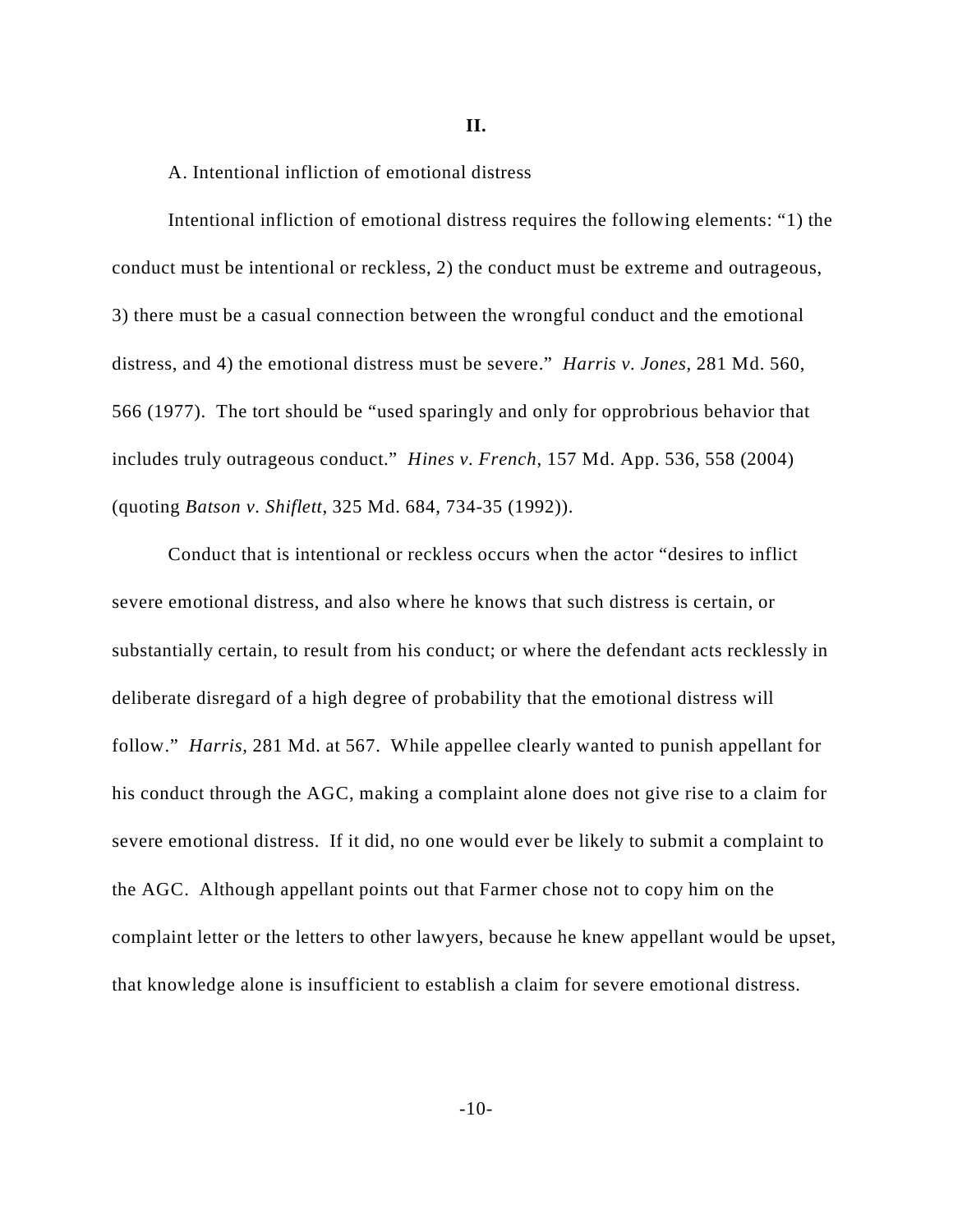**II.**

A. Intentional infliction of emotional distress

Intentional infliction of emotional distress requires the following elements: "1) the conduct must be intentional or reckless, 2) the conduct must be extreme and outrageous, 3) there must be a casual connection between the wrongful conduct and the emotional distress, and 4) the emotional distress must be severe." *Harris v. Jones*, 281 Md. 560, 566 (1977). The tort should be "used sparingly and only for opprobrious behavior that includes truly outrageous conduct." *Hines v. French*, 157 Md. App. 536, 558 (2004) (quoting *Batson v. Shiflett*, 325 Md. 684, 734-35 (1992)).

Conduct that is intentional or reckless occurs when the actor "desires to inflict severe emotional distress, and also where he knows that such distress is certain, or substantially certain, to result from his conduct; or where the defendant acts recklessly in deliberate disregard of a high degree of probability that the emotional distress will follow." *Harris*, 281 Md. at 567. While appellee clearly wanted to punish appellant for his conduct through the AGC, making a complaint alone does not give rise to a claim for severe emotional distress. If it did, no one would ever be likely to submit a complaint to the AGC. Although appellant points out that Farmer chose not to copy him on the complaint letter or the letters to other lawyers, because he knew appellant would be upset, that knowledge alone is insufficient to establish a claim for severe emotional distress.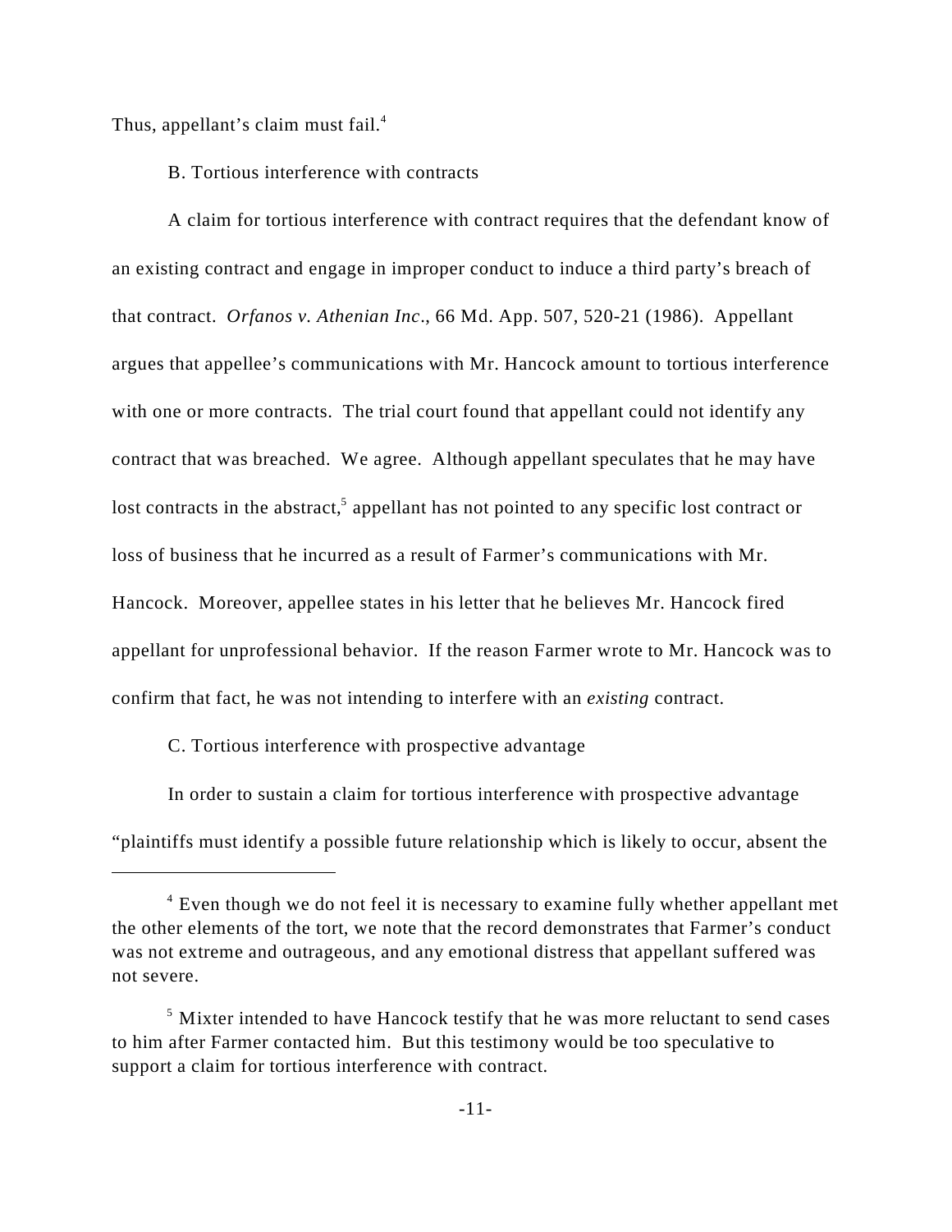Thus, appellant's claim must fail.[4]

B. Tortious interference with contracts

A claim for tortious interference with contract requires that the defendant know of an existing contract and engage in improper conduct to induce a third party's breach of that contract. *Orfanos v. Athenian Inc*., 66 Md. App. 507, 520-21 (1986). Appellant argues that appellee's communications with Mr. Hancock amount to tortious interference with one or more contracts. The trial court found that appellant could not identify any contract that was breached. We agree. Although appellant speculates that he may have lost contracts in the abstract,[5] appellant has not pointed to any specific lost contract or loss of business that he incurred as a result of Farmer's communications with Mr. Hancock. Moreover, appellee states in his letter that he believes Mr. Hancock fired appellant for unprofessional behavior. If the reason Farmer wrote to Mr. Hancock was to confirm that fact, he was not intending to interfere with an *existing* contract.

C. Tortious interference with prospective advantage

In order to sustain a claim for tortious interference with prospective advantage "plaintiffs must identify a possible future relationship which is likely to occur, absent the

---

[4] Even though we do not feel it is necessary to examine fully whether appellant met the other elements of the tort, we note that the record demonstrates that Farmer's conduct was not extreme and outrageous, and any emotional distress that appellant suffered was not severe.

[5] Mixter intended to have Hancock testify that he was more reluctant to send cases to him after Farmer contacted him. But this testimony would be too speculative to support a claim for tortious interference with contract.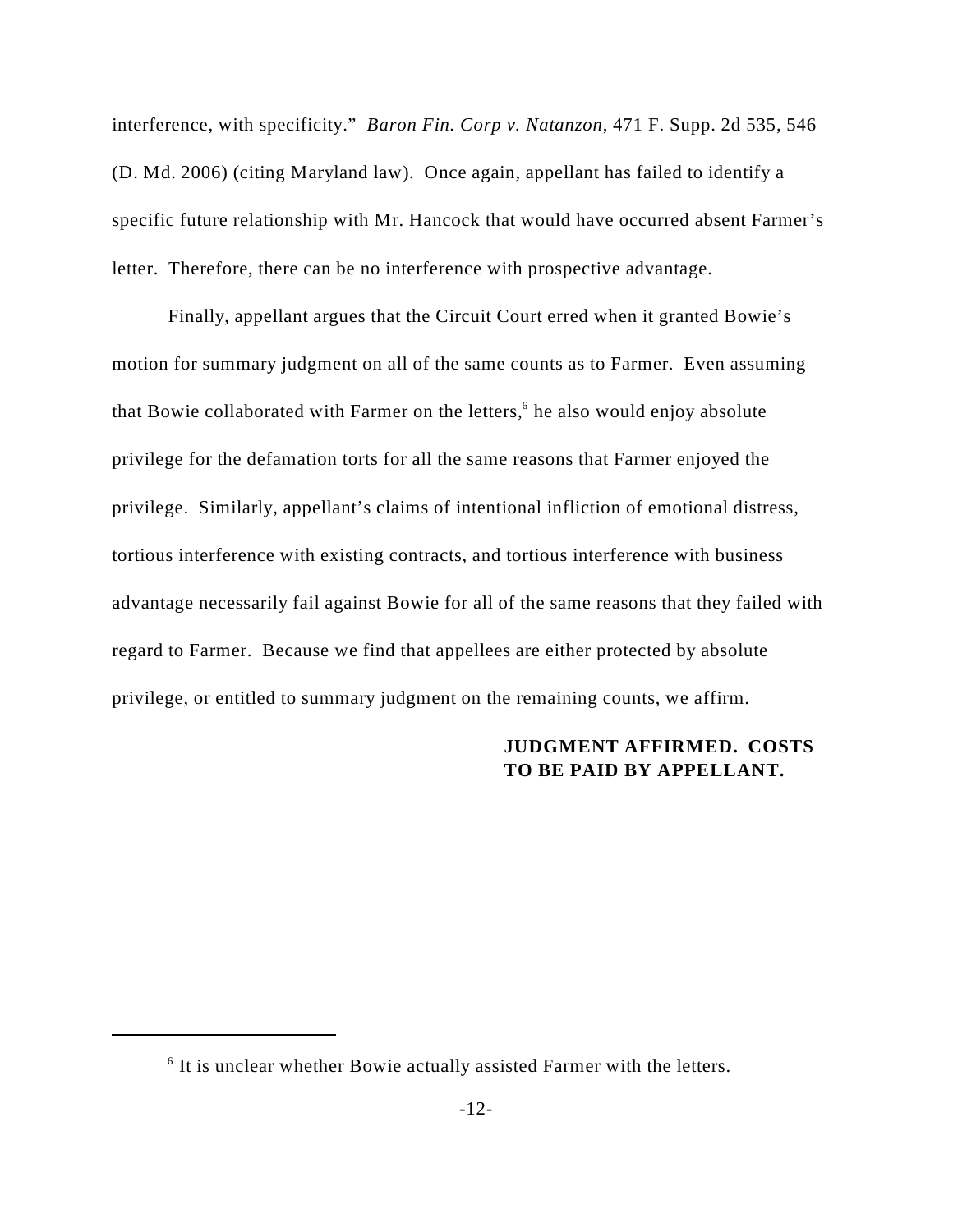interference, with specificity." *Baron Fin. Corp v. Natanzon*, 471 F. Supp. 2d 535, 546 (D. Md. 2006) (citing Maryland law). Once again, appellant has failed to identify a specific future relationship with Mr. Hancock that would have occurred absent Farmer's letter. Therefore, there can be no interference with prospective advantage.

Finally, appellant argues that the Circuit Court erred when it granted Bowie's motion for summary judgment on all of the same counts as to Farmer. Even assuming that Bowie collaborated with Farmer on the letters,[6] he also would enjoy absolute privilege for the defamation torts for all the same reasons that Farmer enjoyed the privilege. Similarly, appellant's claims of intentional infliction of emotional distress, tortious interference with existing contracts, and tortious interference with business advantage necessarily fail against Bowie for all of the same reasons that they failed with regard to Farmer. Because we find that appellees are either protected by absolute privilege, or entitled to summary judgment on the remaining counts, we affirm.

**JUDGMENT AFFIRMED. COSTS TO BE PAID BY APPELLANT.**

---

[6] It is unclear whether Bowie actually assisted Farmer with the letters.